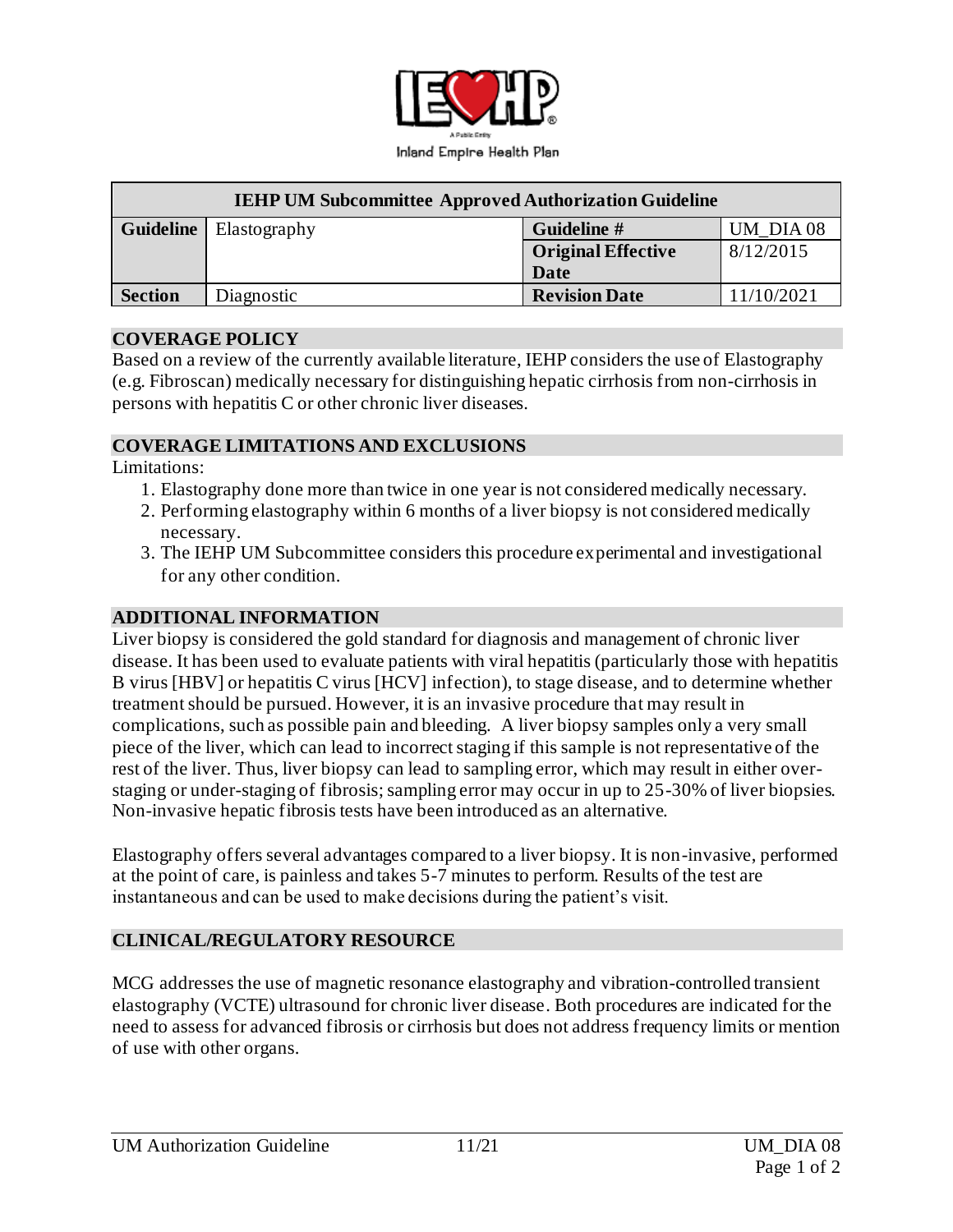Inland Empire Health Plan

| IEHP UM Subcommittee Approved Authorization Guideline | | | |
|---|---|---|---|
| **Guideline** | Elastography | **Guideline #** | UM_DIA 08 |
| | | **Original Effective Date** | 8/12/2015 |
| **Section** | Diagnostic | **Revision Date** | 11/10/2021 |

## COVERAGE POLICY

Based on a review of the currently available literature, IEHP considers the use of Elastography (e.g. Fibroscan) medically necessary for distinguishing hepatic cirrhosis from non-cirrhosis in persons with hepatitis C or other chronic liver diseases.

## COVERAGE LIMITATIONS AND EXCLUSIONS

Limitations:

1. Elastography done more than twice in one year is not considered medically necessary.
2. Performing elastography within 6 months of a liver biopsy is not considered medically necessary.
3. The IEHP UM Subcommittee considers this procedure experimental and investigational for any other condition.

## ADDITIONAL INFORMATION

Liver biopsy is considered the gold standard for diagnosis and management of chronic liver disease. It has been used to evaluate patients with viral hepatitis (particularly those with hepatitis B virus [HBV] or hepatitis C virus [HCV] infection), to stage disease, and to determine whether treatment should be pursued. However, it is an invasive procedure that may result in complications, such as possible pain and bleeding. A liver biopsy samples only a very small piece of the liver, which can lead to incorrect staging if this sample is not representative of the rest of the liver. Thus, liver biopsy can lead to sampling error, which may result in either over-staging or under-staging of fibrosis; sampling error may occur in up to 25-30% of liver biopsies. Non-invasive hepatic fibrosis tests have been introduced as an alternative.

Elastography offers several advantages compared to a liver biopsy. It is non-invasive, performed at the point of care, is painless and takes 5-7 minutes to perform. Results of the test are instantaneous and can be used to make decisions during the patient's visit.

## CLINICAL/REGULATORY RESOURCE

MCG addresses the use of magnetic resonance elastography and vibration-controlled transient elastography (VCTE) ultrasound for chronic liver disease. Both procedures are indicated for the need to assess for advanced fibrosis or cirrhosis but does not address frequency limits or mention of use with other organs.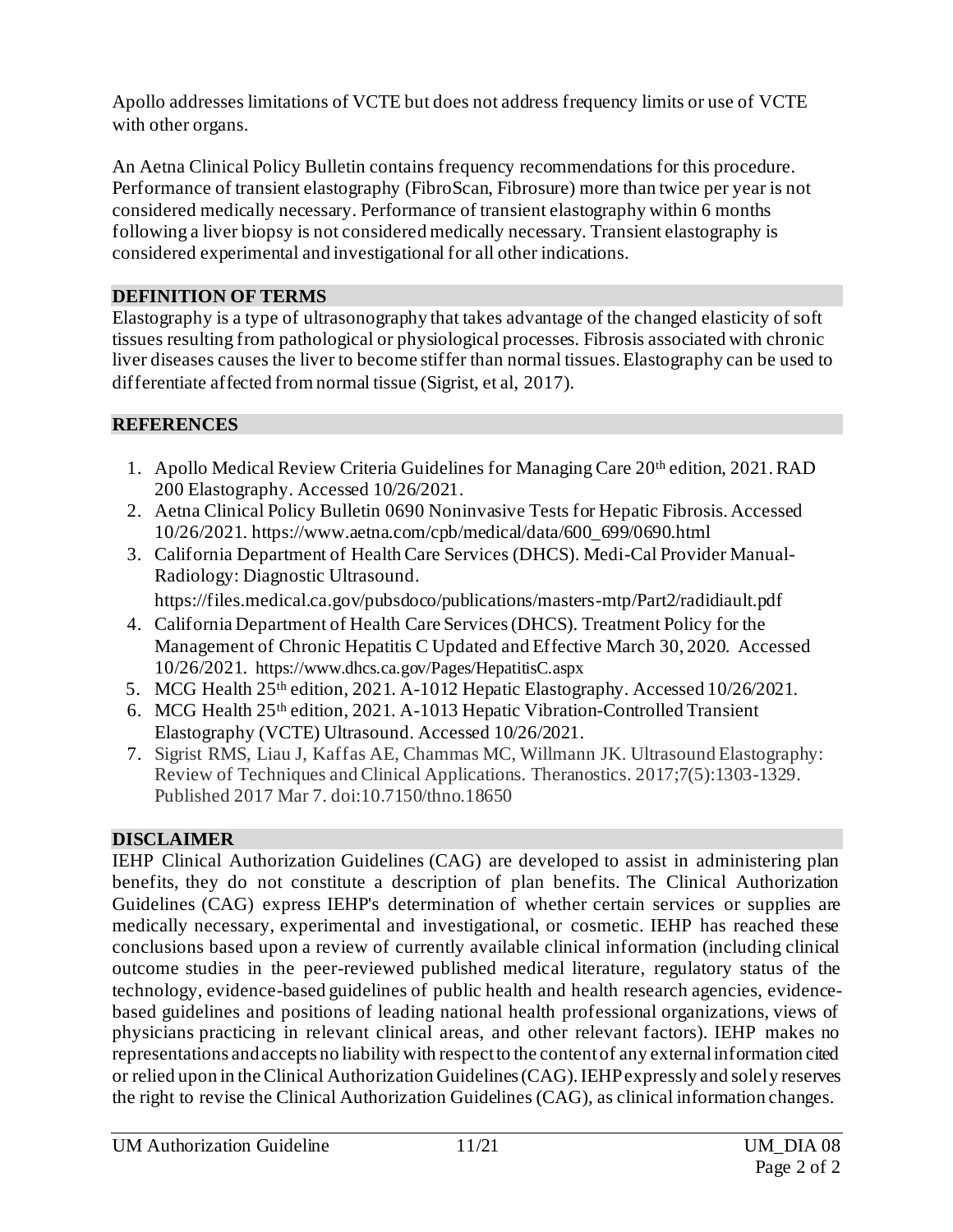Apollo addresses limitations of VCTE but does not address frequency limits or use of VCTE with other organs.

An Aetna Clinical Policy Bulletin contains frequency recommendations for this procedure. Performance of transient elastography (FibroScan, Fibrosure) more than twice per year is not considered medically necessary. Performance of transient elastography within 6 months following a liver biopsy is not considered medically necessary. Transient elastography is considered experimental and investigational for all other indications.

## DEFINITION OF TERMS

Elastography is a type of ultrasonography that takes advantage of the changed elasticity of soft tissues resulting from pathological or physiological processes. Fibrosis associated with chronic liver diseases causes the liver to become stiffer than normal tissues. Elastography can be used to differentiate affected from normal tissue (Sigrist, et al, 2017).

## REFERENCES

1. Apollo Medical Review Criteria Guidelines for Managing Care 20th edition, 2021. RAD 200 Elastography. Accessed 10/26/2021.
2. Aetna Clinical Policy Bulletin 0690 Noninvasive Tests for Hepatic Fibrosis. Accessed 10/26/2021. https://www.aetna.com/cpb/medical/data/600_699/0690.html
3. California Department of Health Care Services (DHCS). Medi-Cal Provider Manual-Radiology: Diagnostic Ultrasound. https://files.medical.ca.gov/pubsdoco/publications/masters-mtp/Part2/radidiault.pdf
4. California Department of Health Care Services (DHCS). Treatment Policy for the Management of Chronic Hepatitis C Updated and Effective March 30, 2020. Accessed 10/26/2021. https://www.dhcs.ca.gov/Pages/HepatitisC.aspx
5. MCG Health 25th edition, 2021. A-1012 Hepatic Elastography. Accessed 10/26/2021.
6. MCG Health 25th edition, 2021. A-1013 Hepatic Vibration-Controlled Transient Elastography (VCTE) Ultrasound. Accessed 10/26/2021.
7. Sigrist RMS, Liau J, Kaffas AE, Chammas MC, Willmann JK. Ultrasound Elastography: Review of Techniques and Clinical Applications. Theranostics. 2017;7(5):1303-1329. Published 2017 Mar 7. doi:10.7150/thno.18650

## DISCLAIMER

IEHP Clinical Authorization Guidelines (CAG) are developed to assist in administering plan benefits, they do not constitute a description of plan benefits. The Clinical Authorization Guidelines (CAG) express IEHP's determination of whether certain services or supplies are medically necessary, experimental and investigational, or cosmetic. IEHP has reached these conclusions based upon a review of currently available clinical information (including clinical outcome studies in the peer-reviewed published medical literature, regulatory status of the technology, evidence-based guidelines of public health and health research agencies, evidence-based guidelines and positions of leading national health professional organizations, views of physicians practicing in relevant clinical areas, and other relevant factors). IEHP makes no representations and accepts no liability with respect to the content of any external information cited or relied upon in the Clinical Authorization Guidelines (CAG). IEHP expressly and solely reserves the right to revise the Clinical Authorization Guidelines (CAG), as clinical information changes.